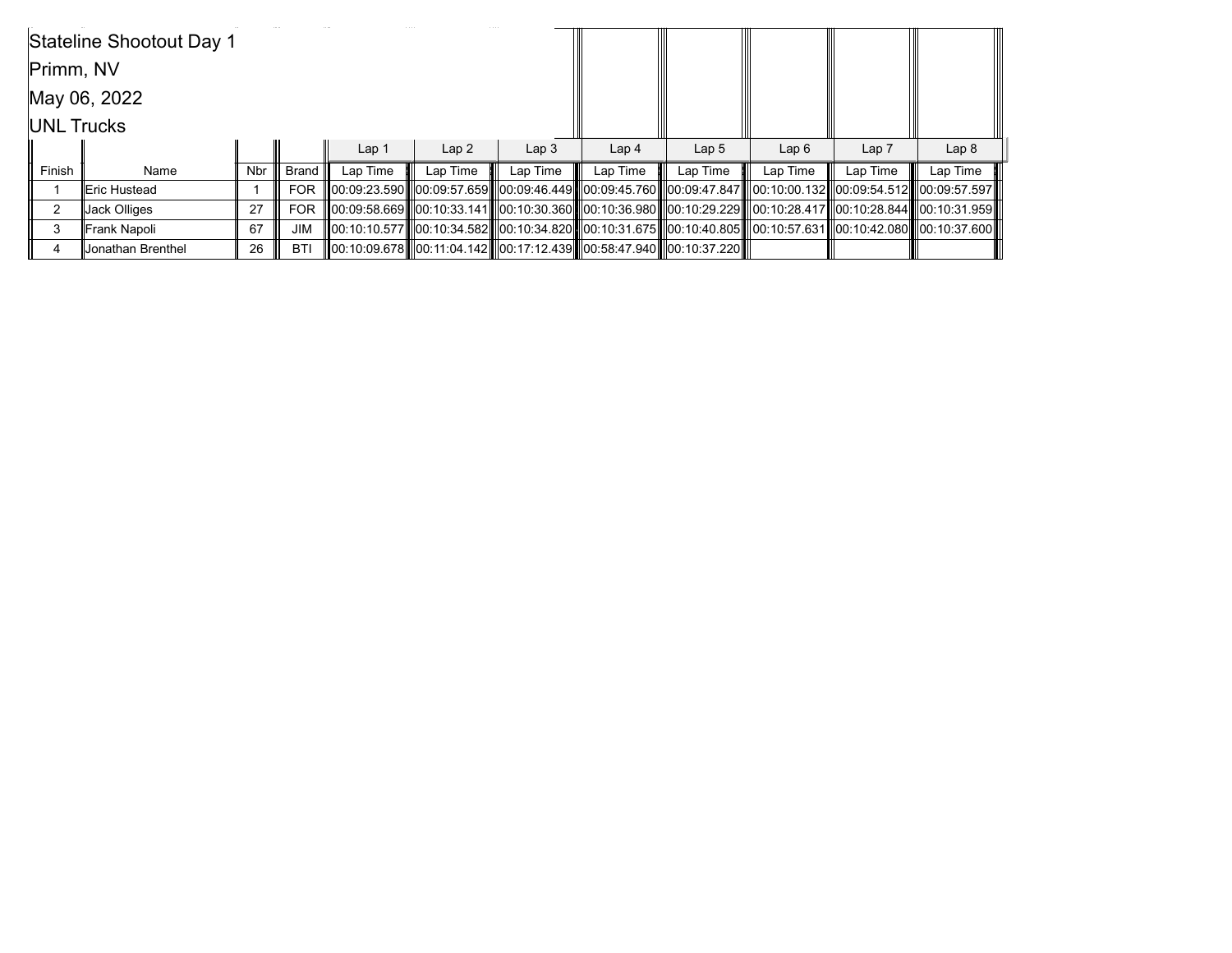Stateline Shootout Day 1

Primm, NV

May 06, 2022

UNL Trucks

| | | | | Lap 1 | Lap 2 | Lap 3 | Lap 4 | Lap 5 | Lap 6 | Lap 7 | Lap 8 |
|---|---|---|---|---|---|---|---|---|---|---|---|
| Finish | Name | Nbr | Brand | Lap Time | Lap Time | Lap Time | Lap Time | Lap Time | Lap Time | Lap Time | Lap Time |
| 1 | Eric Hustead | 1 | FOR | 00:09:23.590 | 00:09:57.659 | 00:09:46.449 | 00:09:45.760 | 00:09:47.847 | 00:10:00.132 | 00:09:54.512 | 00:09:57.597 |
| 2 | Jack Olliges | 27 | FOR | 00:09:58.669 | 00:10:33.141 | 00:10:30.360 | 00:10:36.980 | 00:10:29.229 | 00:10:28.417 | 00:10:28.844 | 00:10:31.959 |
| 3 | Frank Napoli | 67 | JIM | 00:10:10.577 | 00:10:34.582 | 00:10:34.820 | 00:10:31.675 | 00:10:40.805 | 00:10:57.631 | 00:10:42.080 | 00:10:37.600 |
| 4 | Jonathan Brenthel | 26 | BTI | 00:10:09.678 | 00:11:04.142 | 00:17:12.439 | 00:58:47.940 | 00:10:37.220 | | | |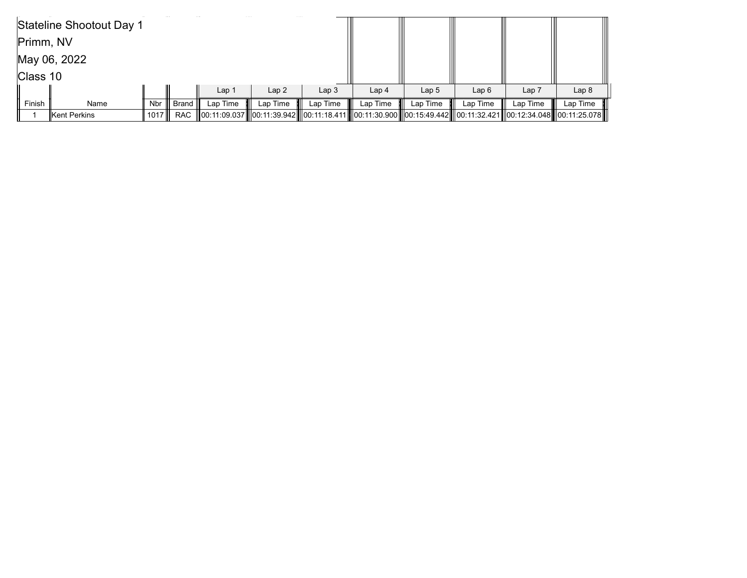Stateline Shootout Day 1

Primm, NV

May 06, 2022

Class 10

| | | | | Lap 1 | Lap 2 | Lap 3 | Lap 4 | Lap 5 | Lap 6 | Lap 7 | Lap 8 |
|---|---|---|---|---|---|---|---|---|---|---|---|
| Finish | Name | Nbr | Brand | Lap Time | Lap Time | Lap Time | Lap Time | Lap Time | Lap Time | Lap Time | Lap Time |
| 1 | Kent Perkins | 1017 | RAC | 00:11:09.037 | 00:11:39.942 | 00:11:18.411 | 00:11:30.900 | 00:15:49.442 | 00:11:32.421 | 00:12:34.048 | 00:11:25.078 |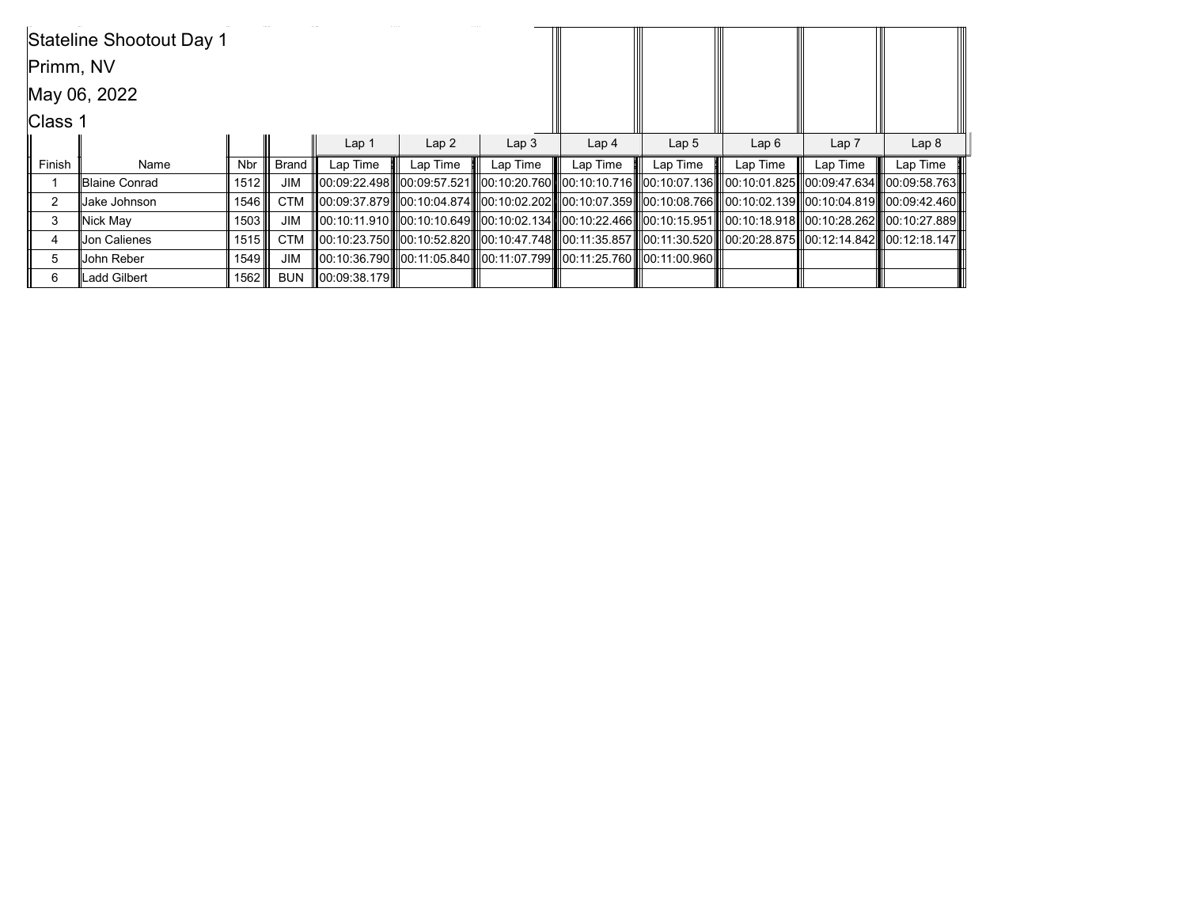Stateline Shootout Day 1

Primm, NV

May 06, 2022

Class 1

| | | | | Lap 1 | Lap 2 | Lap 3 | Lap 4 | Lap 5 | Lap 6 | Lap 7 | Lap 8 |
|---|---|---|---|---|---|---|---|---|---|---|---|
| Finish | Name | Nbr | Brand | Lap Time | Lap Time | Lap Time | Lap Time | Lap Time | Lap Time | Lap Time | Lap Time |
| 1 | Blaine Conrad | 1512 | JIM | 00:09:22.498 | 00:09:57.521 | 00:10:20.760 | 00:10:10.716 | 00:10:07.136 | 00:10:01.825 | 00:09:47.634 | 00:09:58.763 |
| 2 | Jake Johnson | 1546 | CTM | 00:09:37.879 | 00:10:04.874 | 00:10:02.202 | 00:10:07.359 | 00:10:08.766 | 00:10:02.139 | 00:10:04.819 | 00:09:42.460 |
| 3 | Nick May | 1503 | JIM | 00:10:11.910 | 00:10:10.649 | 00:10:02.134 | 00:10:22.466 | 00:10:15.951 | 00:10:18.918 | 00:10:28.262 | 00:10:27.889 |
| 4 | Jon Calienes | 1515 | CTM | 00:10:23.750 | 00:10:52.820 | 00:10:47.748 | 00:11:35.857 | 00:11:30.520 | 00:20:28.875 | 00:12:14.842 | 00:12:18.147 |
| 5 | John Reber | 1549 | JIM | 00:10:36.790 | 00:11:05.840 | 00:11:07.799 | 00:11:25.760 | 00:11:00.960 | | | |
| 6 | Ladd Gilbert | 1562 | BUN | 00:09:38.179 | | | | | | | |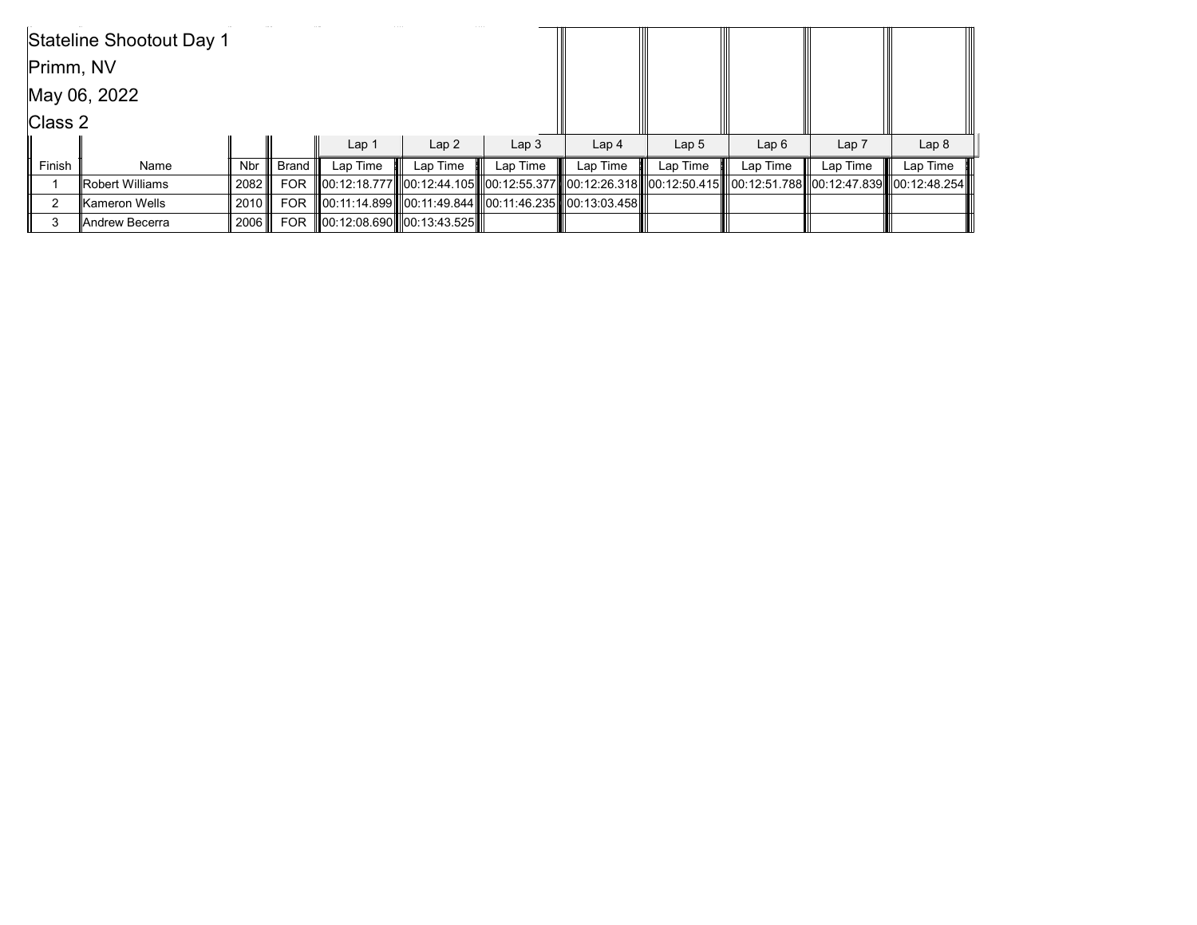Stateline Shootout Day 1

Primm, NV

May 06, 2022

Class 2

| | | | | Lap 1 | Lap 2 | Lap 3 | Lap 4 | Lap 5 | Lap 6 | Lap 7 | Lap 8 |
|---|---|---|---|---|---|---|---|---|---|---|---|
| Finish | Name | Nbr | Brand | Lap Time | Lap Time | Lap Time | Lap Time | Lap Time | Lap Time | Lap Time | Lap Time |
| 1 | Robert Williams | 2082 | FOR | 00:12:18.777 | 00:12:44.105 | 00:12:55.377 | 00:12:26.318 | 00:12:50.415 | 00:12:51.788 | 00:12:47.839 | 00:12:48.254 |
| 2 | Kameron Wells | 2010 | FOR | 00:11:14.899 | 00:11:49.844 | 00:11:46.235 | 00:13:03.458 | | | | |
| 3 | Andrew Becerra | 2006 | FOR | 00:12:08.690 | 00:13:43.525 | | | | | | |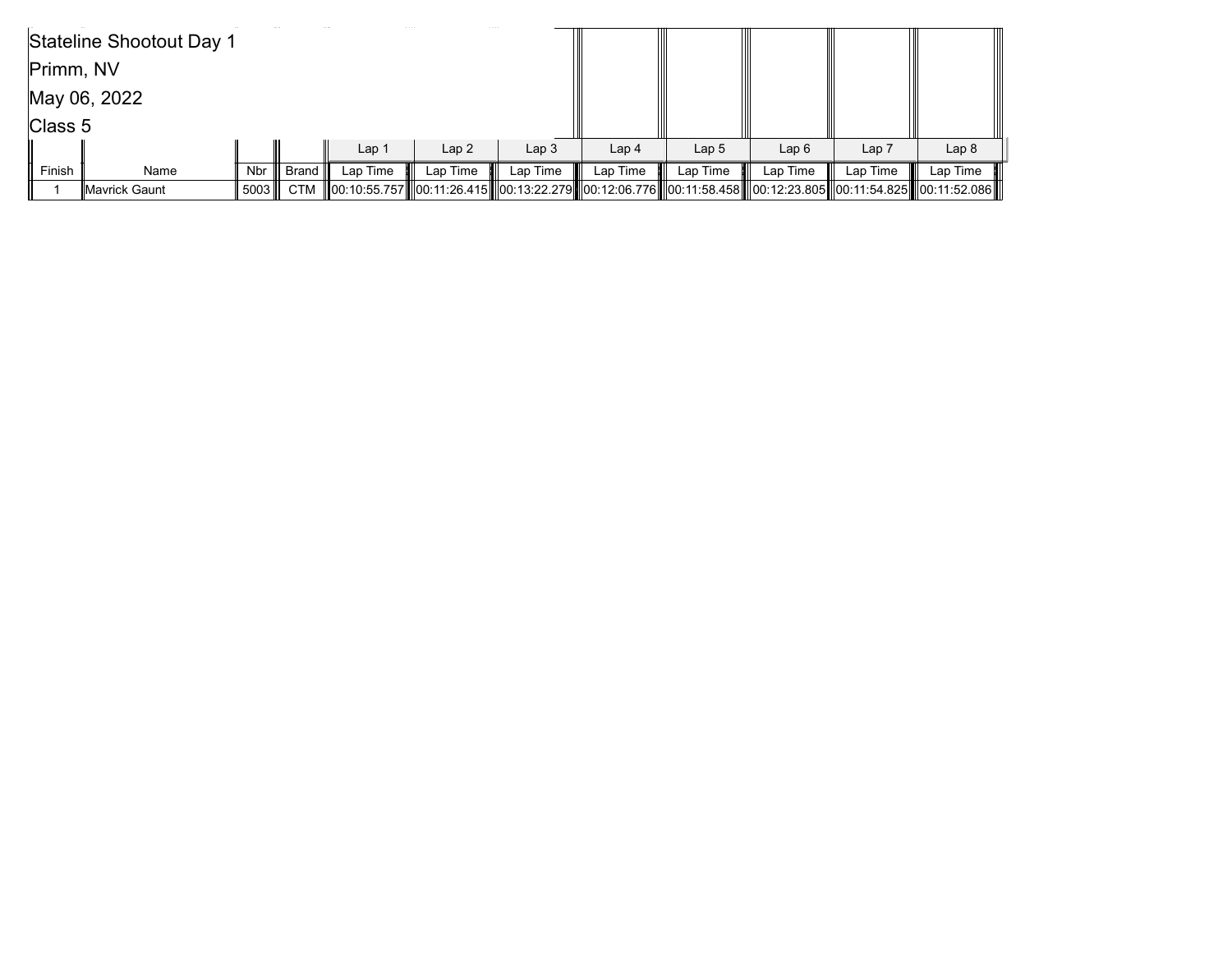Stateline Shootout Day 1

Primm, NV

May 06, 2022

Class 5

| | | | | Lap 1 | Lap 2 | Lap 3 | Lap 4 | Lap 5 | Lap 6 | Lap 7 | Lap 8 |
|---|---|---|---|---|---|---|---|---|---|---|---|
| Finish | Name | Nbr | Brand | Lap Time | Lap Time | Lap Time | Lap Time | Lap Time | Lap Time | Lap Time | Lap Time |
| 1 | Mavrick Gaunt | 5003 | CTM | 00:10:55.757 | 00:11:26.415 | 00:13:22.279 | 00:12:06.776 | 00:11:58.458 | 00:12:23.805 | 00:11:54.825 | 00:11:52.086 |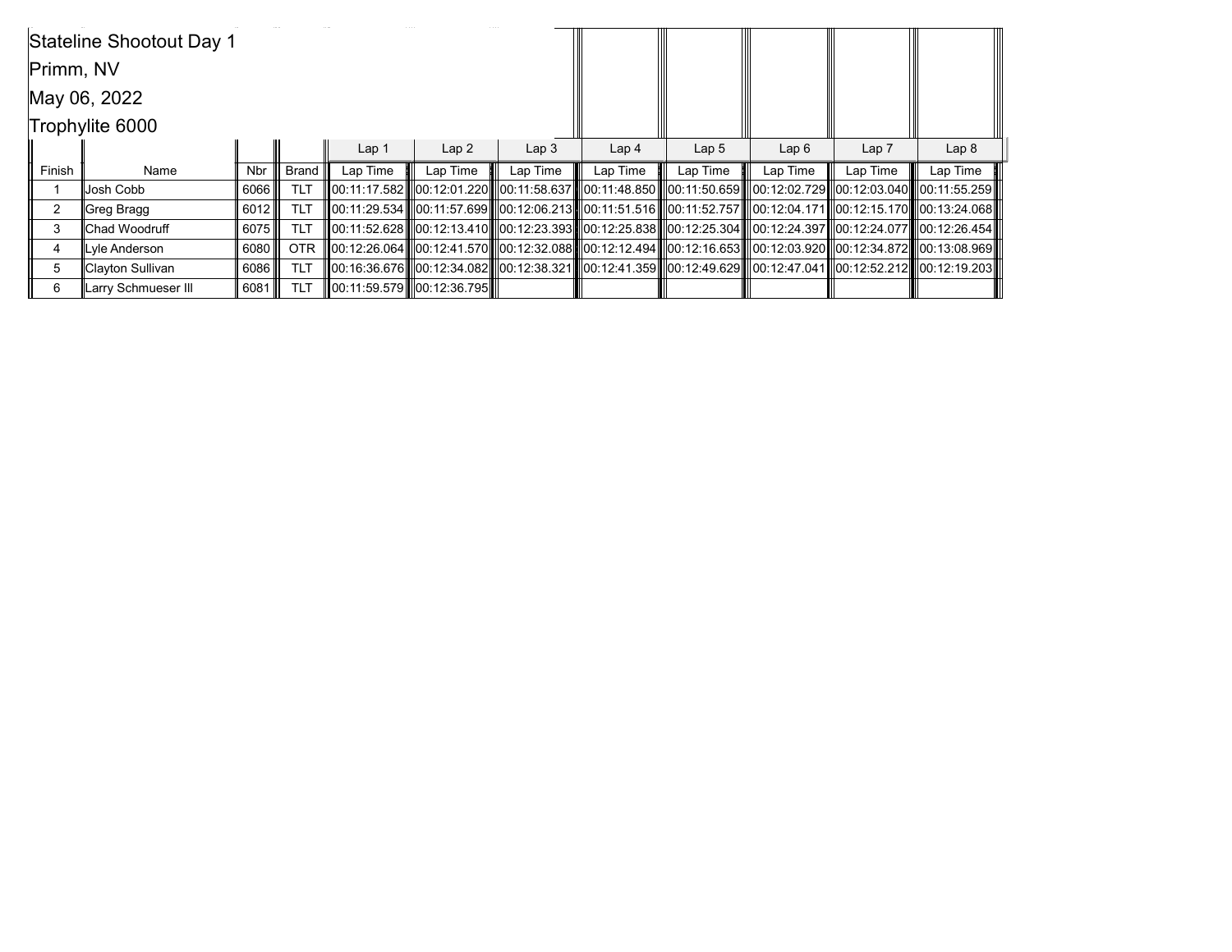Stateline Shootout Day 1

Primm, NV

May 06, 2022

Trophylite 6000

| | | | | Lap 1 | Lap 2 | Lap 3 | Lap 4 | Lap 5 | Lap 6 | Lap 7 | Lap 8 |
|---|---|---|---|---|---|---|---|---|---|---|---|
| Finish | Name | Nbr | Brand | Lap Time | Lap Time | Lap Time | Lap Time | Lap Time | Lap Time | Lap Time | Lap Time |
| 1 | Josh Cobb | 6066 | TLT | 00:11:17.582 | 00:12:01.220 | 00:11:58.637 | 00:11:48.850 | 00:11:50.659 | 00:12:02.729 | 00:12:03.040 | 00:11:55.259 |
| 2 | Greg Bragg | 6012 | TLT | 00:11:29.534 | 00:11:57.699 | 00:12:06.213 | 00:11:51.516 | 00:11:52.757 | 00:12:04.171 | 00:12:15.170 | 00:13:24.068 |
| 3 | Chad Woodruff | 6075 | TLT | 00:11:52.628 | 00:12:13.410 | 00:12:23.393 | 00:12:25.838 | 00:12:25.304 | 00:12:24.397 | 00:12:24.077 | 00:12:26.454 |
| 4 | Lyle Anderson | 6080 | OTR | 00:12:26.064 | 00:12:41.570 | 00:12:32.088 | 00:12:12.494 | 00:12:16.653 | 00:12:03.920 | 00:12:34.872 | 00:13:08.969 |
| 5 | Clayton Sullivan | 6086 | TLT | 00:16:36.676 | 00:12:34.082 | 00:12:38.321 | 00:12:41.359 | 00:12:49.629 | 00:12:47.041 | 00:12:52.212 | 00:12:19.203 |
| 6 | Larry Schmueser III | 6081 | TLT | 00:11:59.579 | 00:12:36.795 | | | | | | |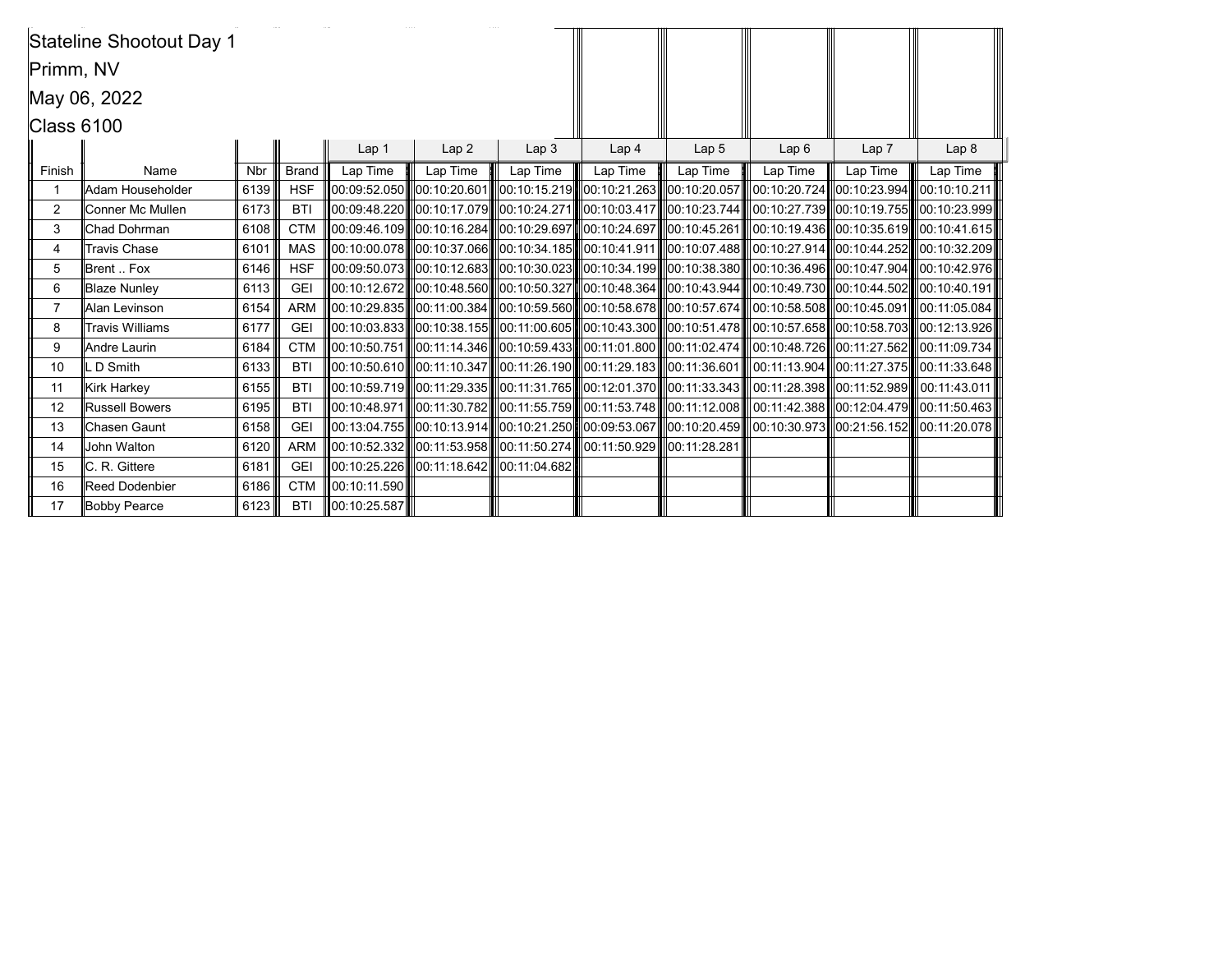# Stateline Shootout Day 1

Primm, NV

May 06, 2022

Class 6100

| | | | | Lap 1 | Lap 2 | Lap 3 | Lap 4 | Lap 5 | Lap 6 | Lap 7 | Lap 8 |
|---|---|---|---|---|---|---|---|---|---|---|---|
| Finish | Name | Nbr | Brand | Lap Time | Lap Time | Lap Time | Lap Time | Lap Time | Lap Time | Lap Time | Lap Time |
| 1 | Adam Householder | 6139 | HSF | 00:09:52.050 | 00:10:20.601 | 00:10:15.219 | 00:10:21.263 | 00:10:20.057 | 00:10:20.724 | 00:10:23.994 | 00:10:10.211 |
| 2 | Conner Mc Mullen | 6173 | BTI | 00:09:48.220 | 00:10:17.079 | 00:10:24.271 | 00:10:03.417 | 00:10:23.744 | 00:10:27.739 | 00:10:19.755 | 00:10:23.999 |
| 3 | Chad Dohrman | 6108 | CTM | 00:09:46.109 | 00:10:16.284 | 00:10:29.697 | 00:10:24.697 | 00:10:45.261 | 00:10:19.436 | 00:10:35.619 | 00:10:41.615 |
| 4 | Travis Chase | 6101 | MAS | 00:10:00.078 | 00:10:37.066 | 00:10:34.185 | 00:10:41.911 | 00:10:07.488 | 00:10:27.914 | 00:10:44.252 | 00:10:32.209 |
| 5 | Brent .. Fox | 6146 | HSF | 00:09:50.073 | 00:10:12.683 | 00:10:30.023 | 00:10:34.199 | 00:10:38.380 | 00:10:36.496 | 00:10:47.904 | 00:10:42.976 |
| 6 | Blaze Nunley | 6113 | GEI | 00:10:12.672 | 00:10:48.560 | 00:10:50.327 | 00:10:48.364 | 00:10:43.944 | 00:10:49.730 | 00:10:44.502 | 00:10:40.191 |
| 7 | Alan Levinson | 6154 | ARM | 00:10:29.835 | 00:11:00.384 | 00:10:59.560 | 00:10:58.678 | 00:10:57.674 | 00:10:58.508 | 00:10:45.091 | 00:11:05.084 |
| 8 | Travis Williams | 6177 | GEI | 00:10:03.833 | 00:10:38.155 | 00:11:00.605 | 00:10:43.300 | 00:10:51.478 | 00:10:57.658 | 00:10:58.703 | 00:12:13.926 |
| 9 | Andre Laurin | 6184 | CTM | 00:10:50.751 | 00:11:14.346 | 00:10:59.433 | 00:11:01.800 | 00:11:02.474 | 00:10:48.726 | 00:11:27.562 | 00:11:09.734 |
| 10 | L D Smith | 6133 | BTI | 00:10:50.610 | 00:11:10.347 | 00:11:26.190 | 00:11:29.183 | 00:11:36.601 | 00:11:13.904 | 00:11:27.375 | 00:11:33.648 |
| 11 | Kirk Harkey | 6155 | BTI | 00:10:59.719 | 00:11:29.335 | 00:11:31.765 | 00:12:01.370 | 00:11:33.343 | 00:11:28.398 | 00:11:52.989 | 00:11:43.011 |
| 12 | Russell Bowers | 6195 | BTI | 00:10:48.971 | 00:11:30.782 | 00:11:55.759 | 00:11:53.748 | 00:11:12.008 | 00:11:42.388 | 00:12:04.479 | 00:11:50.463 |
| 13 | Chasen Gaunt | 6158 | GEI | 00:13:04.755 | 00:10:13.914 | 00:10:21.250 | 00:09:53.067 | 00:10:20.459 | 00:10:30.973 | 00:21:56.152 | 00:11:20.078 |
| 14 | John Walton | 6120 | ARM | 00:10:52.332 | 00:11:53.958 | 00:11:50.274 | 00:11:50.929 | 00:11:28.281 | | | |
| 15 | C. R. Gittere | 6181 | GEI | 00:10:25.226 | 00:11:18.642 | 00:11:04.682 | | | | | |
| 16 | Reed Dodenbier | 6186 | CTM | 00:10:11.590 | | | | | | | |
| 17 | Bobby Pearce | 6123 | BTI | 00:10:25.587 | | | | | | | |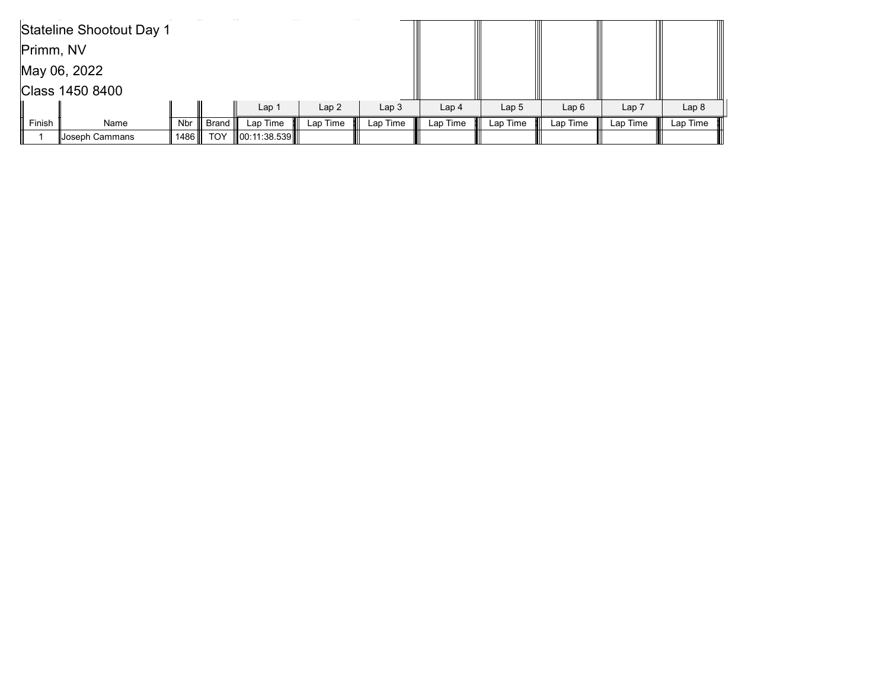Stateline Shootout Day 1

Primm, NV

May 06, 2022

Class 1450 8400

| | | | | Lap 1 | Lap 2 | Lap 3 | Lap 4 | Lap 5 | Lap 6 | Lap 7 | Lap 8 |
|---|---|---|---|---|---|---|---|---|---|---|---|
| Finish | Name | Nbr | Brand | Lap Time | Lap Time | Lap Time | Lap Time | Lap Time | Lap Time | Lap Time | Lap Time |
| 1 | Joseph Cammans | 1486 | TOY | 00:11:38.539 | | | | | | | |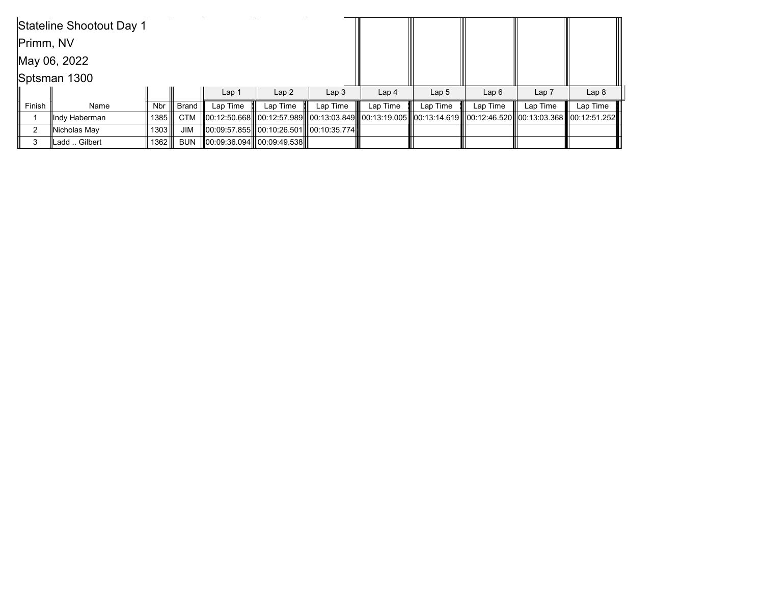Stateline Shootout Day 1

Primm, NV

May 06, 2022

Sptsman 1300

| | | | | Lap 1 | Lap 2 | Lap 3 | Lap 4 | Lap 5 | Lap 6 | Lap 7 | Lap 8 |
|---|---|---|---|---|---|---|---|---|---|---|---|
| Finish | Name | Nbr | Brand | Lap Time | Lap Time | Lap Time | Lap Time | Lap Time | Lap Time | Lap Time | Lap Time |
| 1 | Indy Haberman | 1385 | CTM | 00:12:50.668 | 00:12:57.989 | 00:13:03.849 | 00:13:19.005 | 00:13:14.619 | 00:12:46.520 | 00:13:03.368 | 00:12:51.252 |
| 2 | Nicholas May | 1303 | JIM | 00:09:57.855 | 00:10:26.501 | 00:10:35.774 | | | | | |
| 3 | Ladd .. Gilbert | 1362 | BUN | 00:09:36.094 | 00:09:49.538 | | | | | | |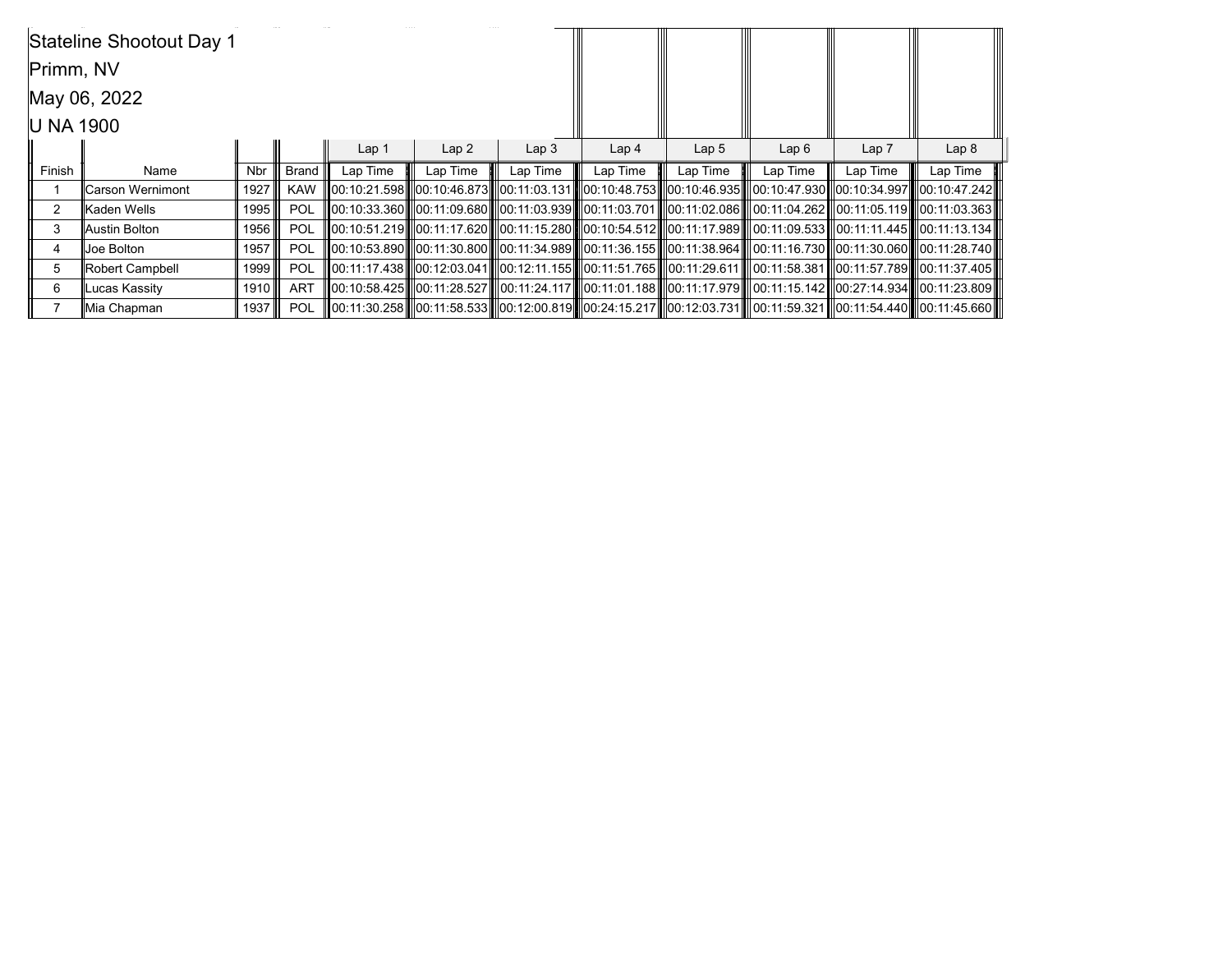Stateline Shootout Day 1

Primm, NV

May 06, 2022

U NA 1900

| | | | | Lap 1 | Lap 2 | Lap 3 | Lap 4 | Lap 5 | Lap 6 | Lap 7 | Lap 8 |
|---|---|---|---|---|---|---|---|---|---|---|---|
| Finish | Name | Nbr | Brand | Lap Time | Lap Time | Lap Time | Lap Time | Lap Time | Lap Time | Lap Time | Lap Time |
| 1 | Carson Wernimont | 1927 | KAW | 00:10:21.598 | 00:10:46.873 | 00:11:03.131 | 00:10:48.753 | 00:10:46.935 | 00:10:47.930 | 00:10:34.997 | 00:10:47.242 |
| 2 | Kaden Wells | 1995 | POL | 00:10:33.360 | 00:11:09.680 | 00:11:03.939 | 00:11:03.701 | 00:11:02.086 | 00:11:04.262 | 00:11:05.119 | 00:11:03.363 |
| 3 | Austin Bolton | 1956 | POL | 00:10:51.219 | 00:11:17.620 | 00:11:15.280 | 00:10:54.512 | 00:11:17.989 | 00:11:09.533 | 00:11:11.445 | 00:11:13.134 |
| 4 | Joe Bolton | 1957 | POL | 00:10:53.890 | 00:11:30.800 | 00:11:34.989 | 00:11:36.155 | 00:11:38.964 | 00:11:16.730 | 00:11:30.060 | 00:11:28.740 |
| 5 | Robert Campbell | 1999 | POL | 00:11:17.438 | 00:12:03.041 | 00:12:11.155 | 00:11:51.765 | 00:11:29.611 | 00:11:58.381 | 00:11:57.789 | 00:11:37.405 |
| 6 | Lucas Kassity | 1910 | ART | 00:10:58.425 | 00:11:28.527 | 00:11:24.117 | 00:11:01.188 | 00:11:17.979 | 00:11:15.142 | 00:27:14.934 | 00:11:23.809 |
| 7 | Mia Chapman | 1937 | POL | 00:11:30.258 | 00:11:58.533 | 00:12:00.819 | 00:24:15.217 | 00:12:03.731 | 00:11:59.321 | 00:11:54.440 | 00:11:45.660 |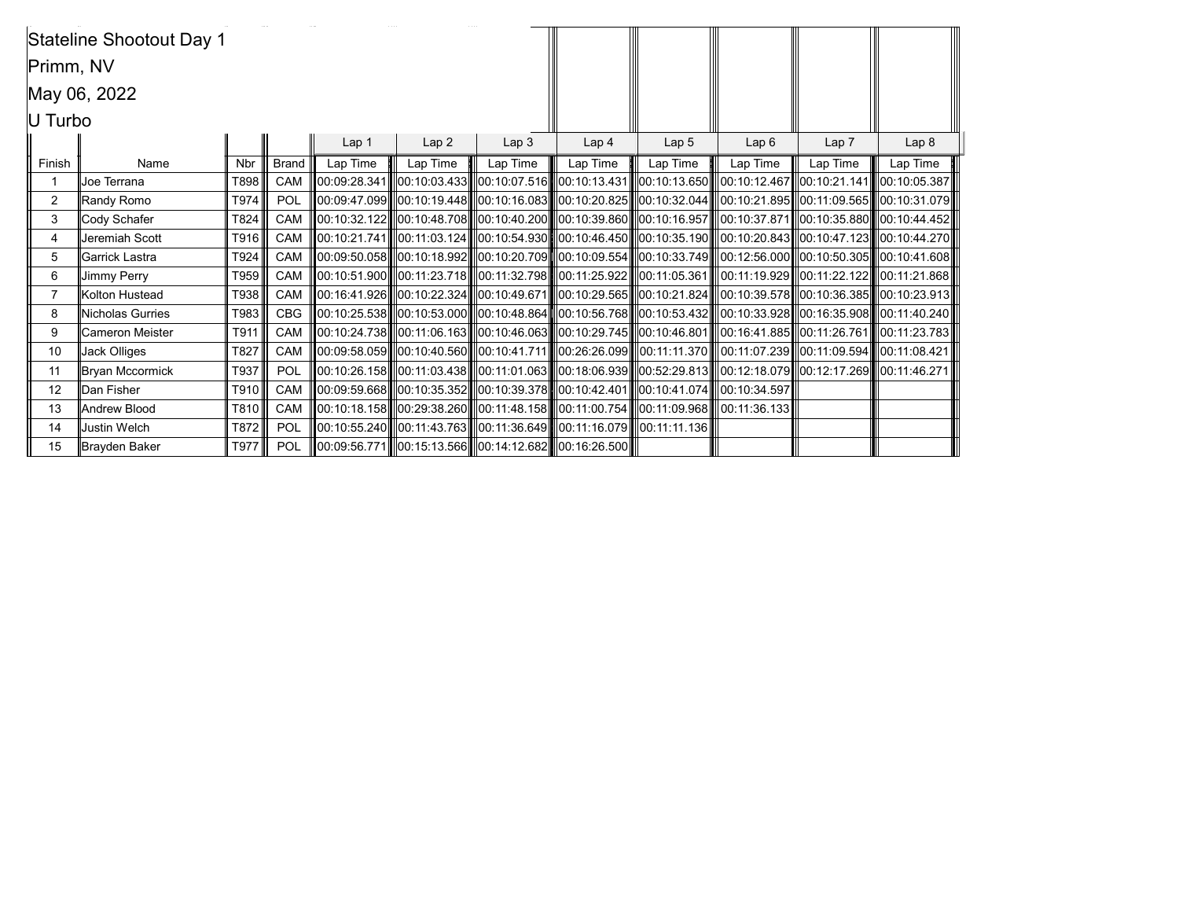Stateline Shootout Day 1

Primm, NV

May 06, 2022

U Turbo

| | | | | Lap 1 | Lap 2 | Lap 3 | Lap 4 | Lap 5 | Lap 6 | Lap 7 | Lap 8 |
|---|---|---|---|---|---|---|---|---|---|---|---|
| Finish | Name | Nbr | Brand | Lap Time | Lap Time | Lap Time | Lap Time | Lap Time | Lap Time | Lap Time | Lap Time |
| 1 | Joe Terrana | T898 | CAM | 00:09:28.341 | 00:10:03.433 | 00:10:07.516 | 00:10:13.431 | 00:10:13.650 | 00:10:12.467 | 00:10:21.141 | 00:10:05.387 |
| 2 | Randy Romo | T974 | POL | 00:09:47.099 | 00:10:19.448 | 00:10:16.083 | 00:10:20.825 | 00:10:32.044 | 00:10:21.895 | 00:11:09.565 | 00:10:31.079 |
| 3 | Cody Schafer | T824 | CAM | 00:10:32.122 | 00:10:48.708 | 00:10:40.200 | 00:10:39.860 | 00:10:16.957 | 00:10:37.871 | 00:10:35.880 | 00:10:44.452 |
| 4 | Jeremiah Scott | T916 | CAM | 00:10:21.741 | 00:11:03.124 | 00:10:54.930 | 00:10:46.450 | 00:10:35.190 | 00:10:20.843 | 00:10:47.123 | 00:10:44.270 |
| 5 | Garrick Lastra | T924 | CAM | 00:09:50.058 | 00:10:18.992 | 00:10:20.709 | 00:10:09.554 | 00:10:33.749 | 00:12:56.000 | 00:10:50.305 | 00:10:41.608 |
| 6 | Jimmy Perry | T959 | CAM | 00:10:51.900 | 00:11:23.718 | 00:11:32.798 | 00:11:25.922 | 00:11:05.361 | 00:11:19.929 | 00:11:22.122 | 00:11:21.868 |
| 7 | Kolton Hustead | T938 | CAM | 00:16:41.926 | 00:10:22.324 | 00:10:49.671 | 00:10:29.565 | 00:10:21.824 | 00:10:39.578 | 00:10:36.385 | 00:10:23.913 |
| 8 | Nicholas Gurries | T983 | CBG | 00:10:25.538 | 00:10:53.000 | 00:10:48.864 | 00:10:56.768 | 00:10:53.432 | 00:10:33.928 | 00:16:35.908 | 00:11:40.240 |
| 9 | Cameron Meister | T911 | CAM | 00:10:24.738 | 00:11:06.163 | 00:10:46.063 | 00:10:29.745 | 00:10:46.801 | 00:16:41.885 | 00:11:26.761 | 00:11:23.783 |
| 10 | Jack Olliges | T827 | CAM | 00:09:58.059 | 00:10:40.560 | 00:10:41.711 | 00:26:26.099 | 00:11:11.370 | 00:11:07.239 | 00:11:09.594 | 00:11:08.421 |
| 11 | Bryan Mccormick | T937 | POL | 00:10:26.158 | 00:11:03.438 | 00:11:01.063 | 00:18:06.939 | 00:52:29.813 | 00:12:18.079 | 00:12:17.269 | 00:11:46.271 |
| 12 | Dan Fisher | T910 | CAM | 00:09:59.668 | 00:10:35.352 | 00:10:39.378 | 00:10:42.401 | 00:10:41.074 | 00:10:34.597 | | |
| 13 | Andrew Blood | T810 | CAM | 00:10:18.158 | 00:29:38.260 | 00:11:48.158 | 00:11:00.754 | 00:11:09.968 | 00:11:36.133 | | |
| 14 | Justin Welch | T872 | POL | 00:10:55.240 | 00:11:43.763 | 00:11:36.649 | 00:11:16.079 | 00:11:11.136 | | | |
| 15 | Brayden Baker | T977 | POL | 00:09:56.771 | 00:15:13.566 | 00:14:12.682 | 00:16:26.500 | | | | |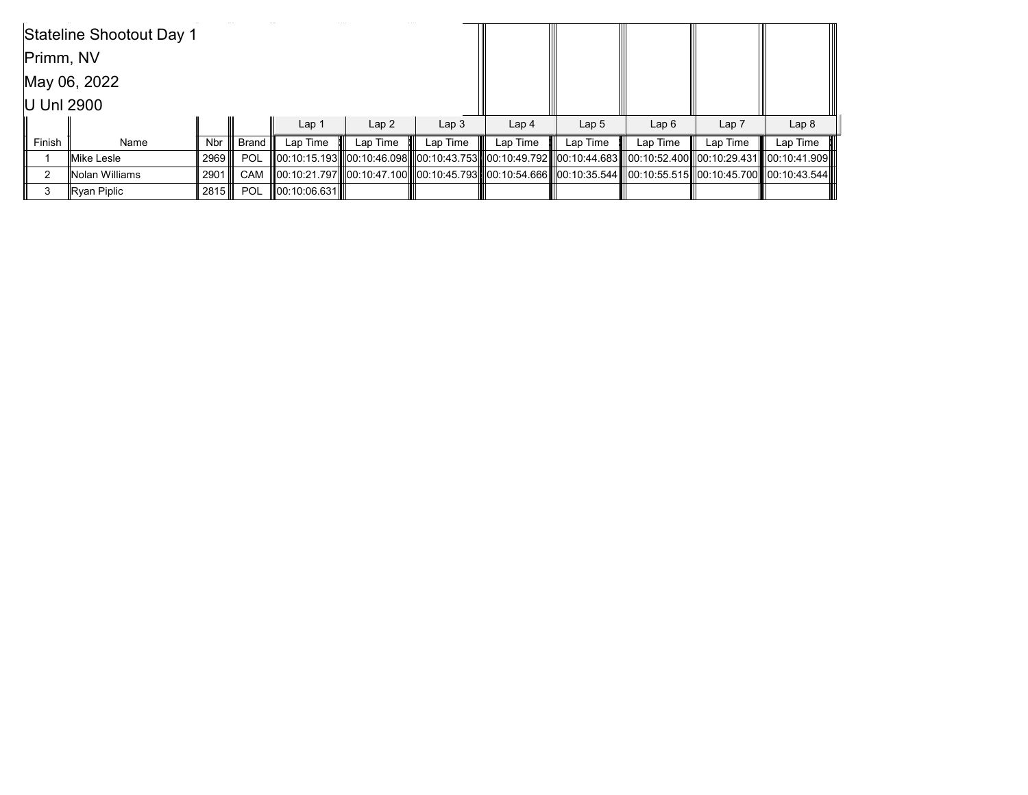Stateline Shootout Day 1

Primm, NV

May 06, 2022

U Unl 2900

| | | | | Lap 1 | Lap 2 | Lap 3 | Lap 4 | Lap 5 | Lap 6 | Lap 7 | Lap 8 |
|---|---|---|---|---|---|---|---|---|---|---|---|
| Finish | Name | Nbr | Brand | Lap Time | Lap Time | Lap Time | Lap Time | Lap Time | Lap Time | Lap Time | Lap Time |
| 1 | Mike Lesle | 2969 | POL | 00:10:15.193 | 00:10:46.098 | 00:10:43.753 | 00:10:49.792 | 00:10:44.683 | 00:10:52.400 | 00:10:29.431 | 00:10:41.909 |
| 2 | Nolan Williams | 2901 | CAM | 00:10:21.797 | 00:10:47.100 | 00:10:45.793 | 00:10:54.666 | 00:10:35.544 | 00:10:55.515 | 00:10:45.700 | 00:10:43.544 |
| 3 | Ryan Piplic | 2815 | POL | 00:10:06.631 | | | | | | | |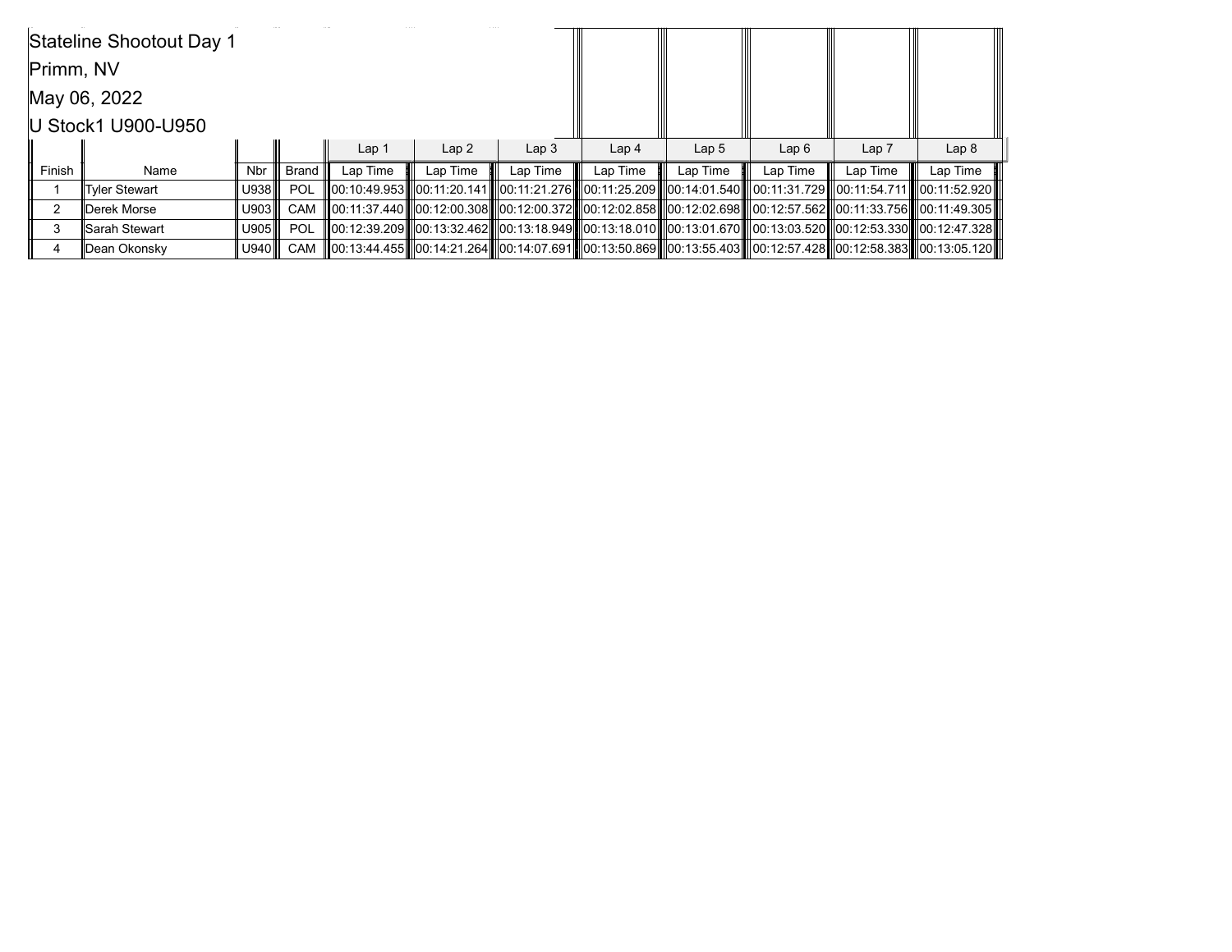Stateline Shootout Day 1

Primm, NV

May 06, 2022

U Stock1 U900-U950

| | | | | Lap 1 | Lap 2 | Lap 3 | Lap 4 | Lap 5 | Lap 6 | Lap 7 | Lap 8 |
|---|---|---|---|---|---|---|---|---|---|---|---|
| Finish | Name | Nbr | Brand | Lap Time | Lap Time | Lap Time | Lap Time | Lap Time | Lap Time | Lap Time | Lap Time |
| 1 | Tyler Stewart | U938 | POL | 00:10:49.953 | 00:11:20.141 | 00:11:21.276 | 00:11:25.209 | 00:14:01.540 | 00:11:31.729 | 00:11:54.711 | 00:11:52.920 |
| 2 | Derek Morse | U903 | CAM | 00:11:37.440 | 00:12:00.308 | 00:12:00.372 | 00:12:02.858 | 00:12:02.698 | 00:12:57.562 | 00:11:33.756 | 00:11:49.305 |
| 3 | Sarah Stewart | U905 | POL | 00:12:39.209 | 00:13:32.462 | 00:13:18.949 | 00:13:18.010 | 00:13:01.670 | 00:13:03.520 | 00:12:53.330 | 00:12:47.328 |
| 4 | Dean Okonsky | U940 | CAM | 00:13:44.455 | 00:14:21.264 | 00:14:07.691 | 00:13:50.869 | 00:13:55.403 | 00:12:57.428 | 00:12:58.383 | 00:13:05.120 |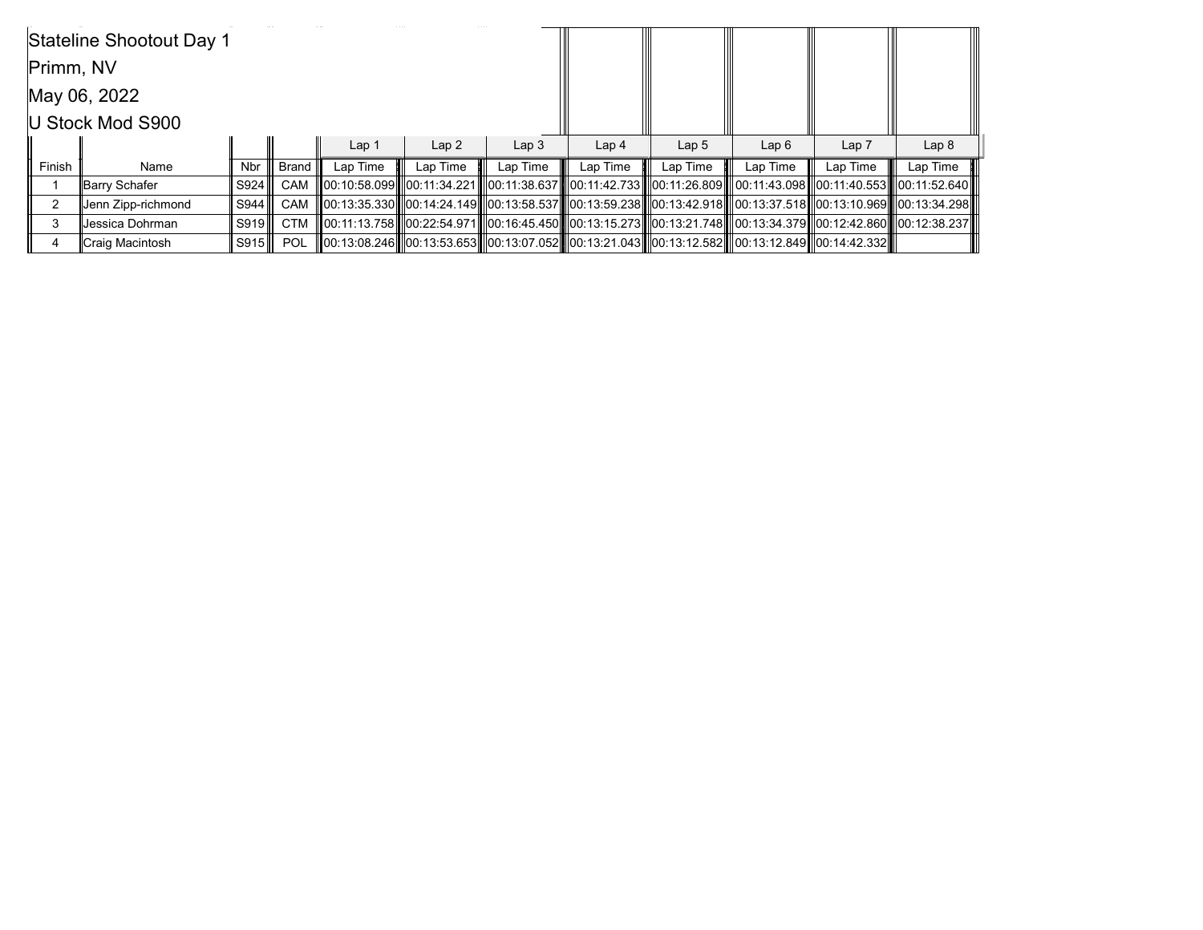Stateline Shootout Day 1

Primm, NV

May 06, 2022

U Stock Mod S900

| | | | | Lap 1 | Lap 2 | Lap 3 | Lap 4 | Lap 5 | Lap 6 | Lap 7 | Lap 8 |
|---|---|---|---|---|---|---|---|---|---|---|---|
| Finish | Name | Nbr | Brand | Lap Time | Lap Time | Lap Time | Lap Time | Lap Time | Lap Time | Lap Time | Lap Time |
| 1 | Barry Schafer | S924 | CAM | 00:10:58.099 | 00:11:34.221 | 00:11:38.637 | 00:11:42.733 | 00:11:26.809 | 00:11:43.098 | 00:11:40.553 | 00:11:52.640 |
| 2 | Jenn Zipp-richmond | S944 | CAM | 00:13:35.330 | 00:14:24.149 | 00:13:58.537 | 00:13:59.238 | 00:13:42.918 | 00:13:37.518 | 00:13:10.969 | 00:13:34.298 |
| 3 | Jessica Dohrman | S919 | CTM | 00:11:13.758 | 00:22:54.971 | 00:16:45.450 | 00:13:15.273 | 00:13:21.748 | 00:13:34.379 | 00:12:42.860 | 00:12:38.237 |
| 4 | Craig Macintosh | S915 | POL | 00:13:08.246 | 00:13:53.653 | 00:13:07.052 | 00:13:21.043 | 00:13:12.582 | 00:13:12.849 | 00:14:42.332 | |